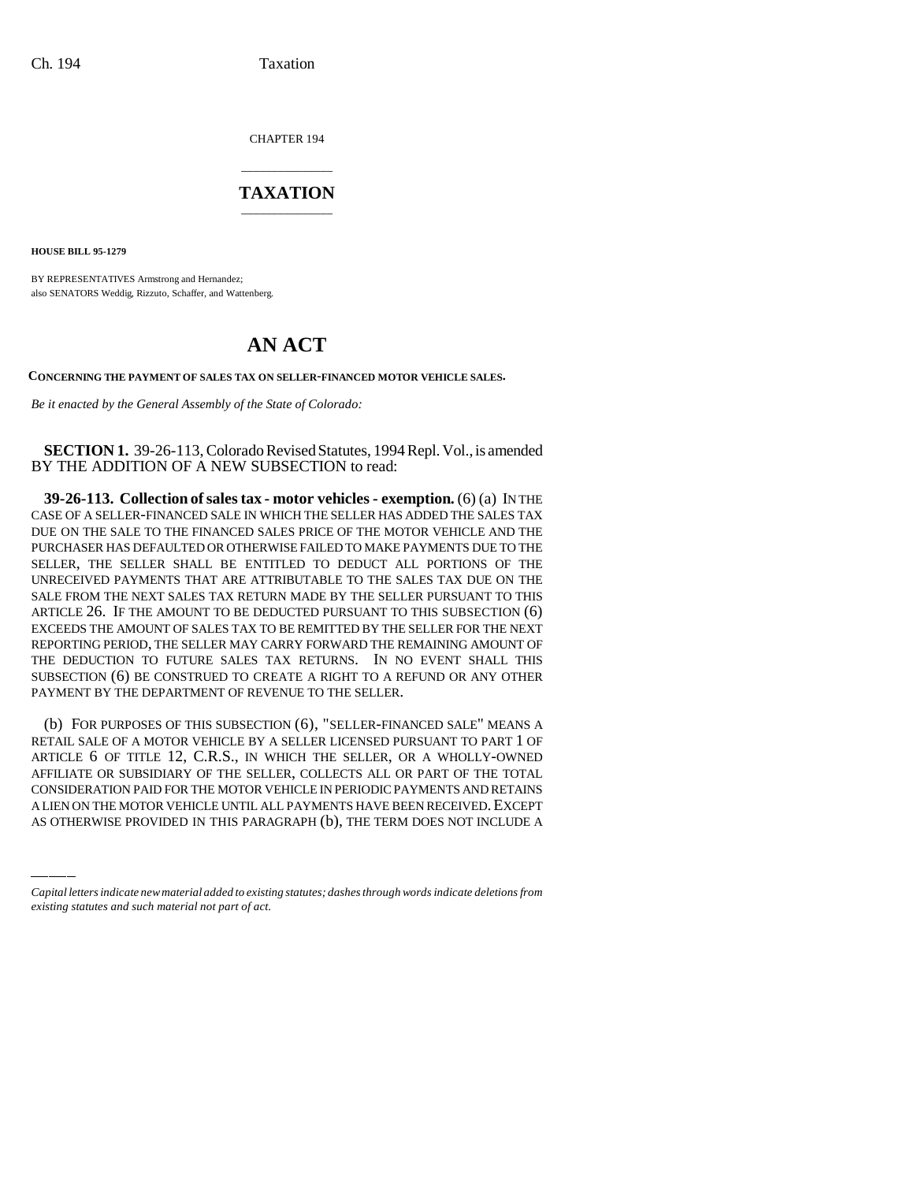CHAPTER 194

# TAXATION

**HOUSE BILL 95-1279**

BY REPRESENTATIVES Armstrong and Hernandez;
also SENATORS Weddig, Rizzuto, Schaffer, and Wattenberg.

# AN ACT

**CONCERNING THE PAYMENT OF SALES TAX ON SELLER-FINANCED MOTOR VEHICLE SALES.**

*Be it enacted by the General Assembly of the State of Colorado:*

**SECTION 1.** 39-26-113, Colorado Revised Statutes, 1994 Repl. Vol., is amended BY THE ADDITION OF A NEW SUBSECTION to read:

**39-26-113. Collection of sales tax - motor vehicles - exemption.** (6) (a) IN THE CASE OF A SELLER-FINANCED SALE IN WHICH THE SELLER HAS ADDED THE SALES TAX DUE ON THE SALE TO THE FINANCED SALES PRICE OF THE MOTOR VEHICLE AND THE PURCHASER HAS DEFAULTED OR OTHERWISE FAILED TO MAKE PAYMENTS DUE TO THE SELLER, THE SELLER SHALL BE ENTITLED TO DEDUCT ALL PORTIONS OF THE UNRECEIVED PAYMENTS THAT ARE ATTRIBUTABLE TO THE SALES TAX DUE ON THE SALE FROM THE NEXT SALES TAX RETURN MADE BY THE SELLER PURSUANT TO THIS ARTICLE 26. IF THE AMOUNT TO BE DEDUCTED PURSUANT TO THIS SUBSECTION (6) EXCEEDS THE AMOUNT OF SALES TAX TO BE REMITTED BY THE SELLER FOR THE NEXT REPORTING PERIOD, THE SELLER MAY CARRY FORWARD THE REMAINING AMOUNT OF THE DEDUCTION TO FUTURE SALES TAX RETURNS. IN NO EVENT SHALL THIS SUBSECTION (6) BE CONSTRUED TO CREATE A RIGHT TO A REFUND OR ANY OTHER PAYMENT BY THE DEPARTMENT OF REVENUE TO THE SELLER.

(b) FOR PURPOSES OF THIS SUBSECTION (6), "SELLER-FINANCED SALE" MEANS A RETAIL SALE OF A MOTOR VEHICLE BY A SELLER LICENSED PURSUANT TO PART 1 OF ARTICLE 6 OF TITLE 12, C.R.S., IN WHICH THE SELLER, OR A WHOLLY-OWNED AFFILIATE OR SUBSIDIARY OF THE SELLER, COLLECTS ALL OR PART OF THE TOTAL CONSIDERATION PAID FOR THE MOTOR VEHICLE IN PERIODIC PAYMENTS AND RETAINS A LIEN ON THE MOTOR VEHICLE UNTIL ALL PAYMENTS HAVE BEEN RECEIVED. EXCEPT AS OTHERWISE PROVIDED IN THIS PARAGRAPH (b), THE TERM DOES NOT INCLUDE A

*Capital letters indicate new material added to existing statutes; dashes through words indicate deletions from existing statutes and such material not part of act.*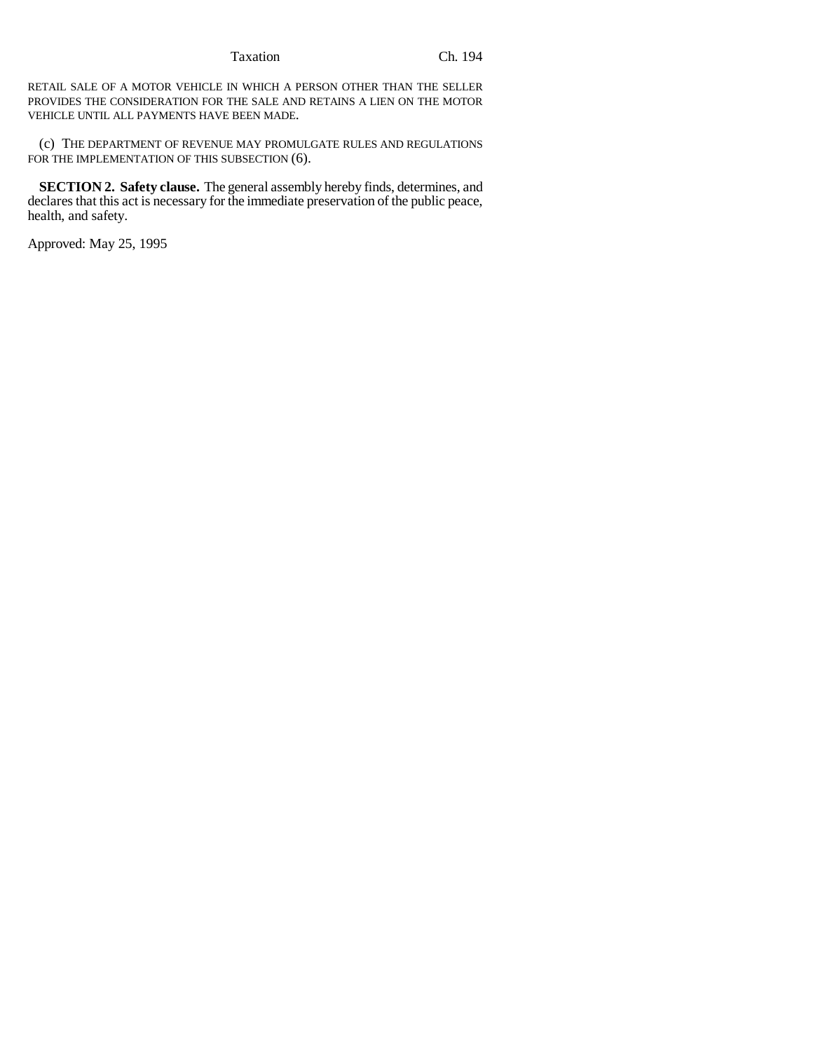RETAIL SALE OF A MOTOR VEHICLE IN WHICH A PERSON OTHER THAN THE SELLER PROVIDES THE CONSIDERATION FOR THE SALE AND RETAINS A LIEN ON THE MOTOR VEHICLE UNTIL ALL PAYMENTS HAVE BEEN MADE.

(c) THE DEPARTMENT OF REVENUE MAY PROMULGATE RULES AND REGULATIONS FOR THE IMPLEMENTATION OF THIS SUBSECTION (6).

**SECTION 2. Safety clause.** The general assembly hereby finds, determines, and declares that this act is necessary for the immediate preservation of the public peace, health, and safety.

Approved: May 25, 1995